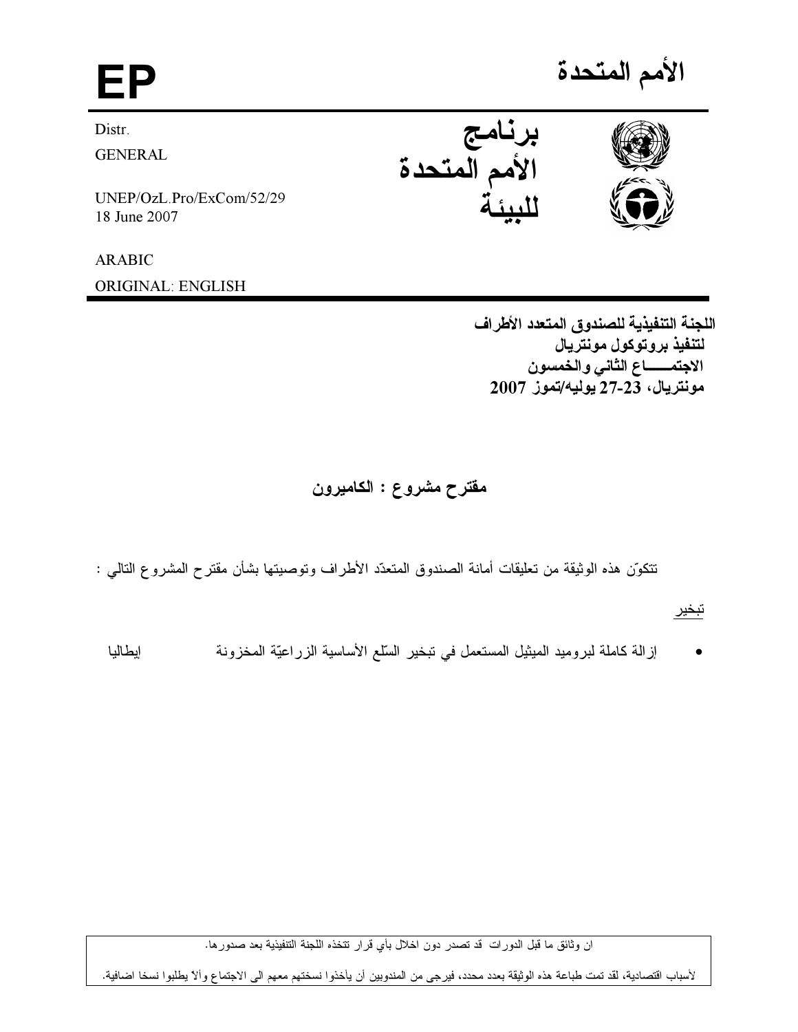# الأمم المتحدة

# EP

Distr.
GENERAL

UNEP/OzL.Pro/ExCom/52/29
18 June 2007

ARABIC
ORIGINAL: ENGLISH

**برنامج الأمم المتحدة للبيئة**

**اللجنة التنفيذية للصندوق المتعدد الأطراف لتنفيذ بروتوكول مونتريال**
**الاجتمــــاع الثاني والخمسون**
**مونتريال، 23-27 يوليه/تموز 2007**

## مقترح مشروع : الكاميرون

تتكوّن هذه الوثيقة من تعليقات أمانة الصندوق المتعدّد الأطراف وتوصيتها بشأن مقترح المشروع التالي :

تبخير

- إزالة كاملة لبروميد الميثيل المستعمل في تبخير السّلع الأساسية الزراعيّة المخزونة إيطاليا

ان وثائق ما قبل الدورات قد تصدر دون اخلال بأي قرار تتخذه اللجنة التنفيذية بعد صدورها.

لأسباب اقتصادية، لقد تمت طباعة هذه الوثيقة بعدد محدد، فيرجى من المندوبين أن يأخذوا نسختهم معهم الى الاجتماع وألا يطلبوا نسخا اضافية.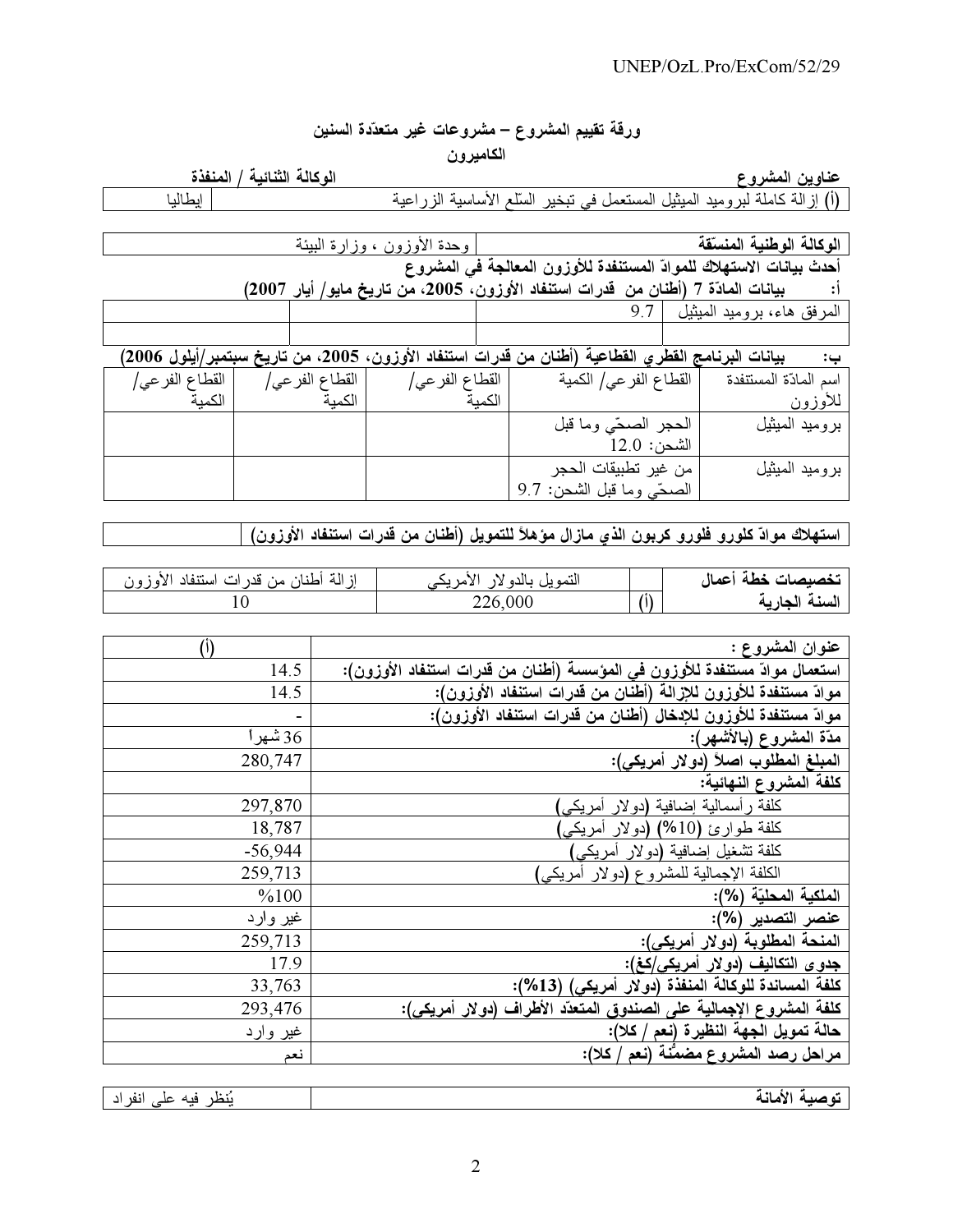## ورقة تقييم المشروع – مشروعات غير متعدّدة السنين

### الكاميرون

| **عناوين المشروع** | **الوكالة الثنائية / المنفذة** |
|---|---|
| (أ) إزالة كاملة لبروميد الميثيل المستعمل في تبخير السّلع الأساسية الزراعية | إيطاليا |

| **الوكالة الوطنية المنسّقة** | وحدة الأوزون ، وزارة البيئة |
|---|---|

**أحدث بيانات الاستهلاك للموادّ المستنفدة للأوزون المعالجة في المشروع**

**أ: بيانات المادّة 7 (أطنان من قدرات استنفاد الأوزون، 2005، من تاريخ مايو/ أيار 2007)**

| المرفق هاء، بروميد الميثيل | 9.7 | | | |
|---|---|---|---|---|
| | | | | |

**ب: بيانات البرنامج القطري القطاعية (أطنان من قدرات استنفاد الأوزون، 2005، من تاريخ سبتمبر/أيلول 2006)**

| اسم المادّة المستنفدة للأوزون | القطاع الفرعي/ الكمية | القطاع الفرعي/ الكمية | القطاع الفرعي/ الكمية | القطاع الفرعي/ الكمية |
|---|---|---|---|---|
| بروميد الميثيل | الحجر الصحّي وما قبل الشحن: 12.0 | | | |
| بروميد الميثيل | من غير تطبيقات الحجر الصحّي وما قبل الشحن: 9.7 | | | |

| **استهلاك موادّ كلورو فلورو كربون الذي مازال مؤهلاً للتمويل (أطنان من قدرات استنفاد الأوزون)** | |
|---|---|

| **تخصيصات خطة أعمال السنة الجارية** | | التمويل بالدولار الأمريكي | إزالة أطنان من قدرات استنفاد الأوزون |
|---|---|---|---|
| | (أ) | 226,000 | 10 |

| **عنوان المشروع :** | (أ) |
|---|---|
| **استعمال موادّ مستنفدة للأوزون في المؤسسة (أطنان من قدرات استنفاد الأوزون):** | 14.5 |
| **موادّ مستنفدة للأوزون للإزالة (أطنان من قدرات استنفاد الأوزون):** | 14.5 |
| **موادّ مستنفدة للأوزون للإدخال (أطنان من قدرات استنفاد الأوزون):** | - |
| **مدّة المشروع (بالأشهر):** | 36 شهراً |
| **المبلغ المطلوب اصلاً (دولار أمريكي):** | 280,747 |
| **كلفة المشروع النهائية:** | |
| كلفة رأسمالية إضافية (دولار أمريكي) | 297,870 |
| كلفة طوارئ (10%) (دولار أمريكي) | 18,787 |
| كلفة تشغيل إضافية (دولار أمريكي) | -56,944 |
| الكلفة الإجمالية للمشروع (دولار أمريكي) | 259,713 |
| **الملكية المحليّة (%):** | %100 |
| **عنصر التصدير (%):** | غير وارد |
| **المنحة المطلوبة (دولار أمريكي):** | 259,713 |
| **جدوى التكاليف (دولار أمريكي/كغ):** | 17.9 |
| **كلفة المساندة للوكالة المنفذة (دولار أمريكي) (13%):** | 33,763 |
| **كلفة المشروع الإجمالية على الصندوق المتعدّد الأطراف (دولار أمريكي):** | 293,476 |
| **حالة تمويل الجهة النظيرة (نعم / كلا):** | غير وارد |
| **مراحل رصد المشروع مضمّنة (نعم / كلا):** | نعم |

| **توصية الأمانة** | يُنظر فيه على انفراد |
|---|---|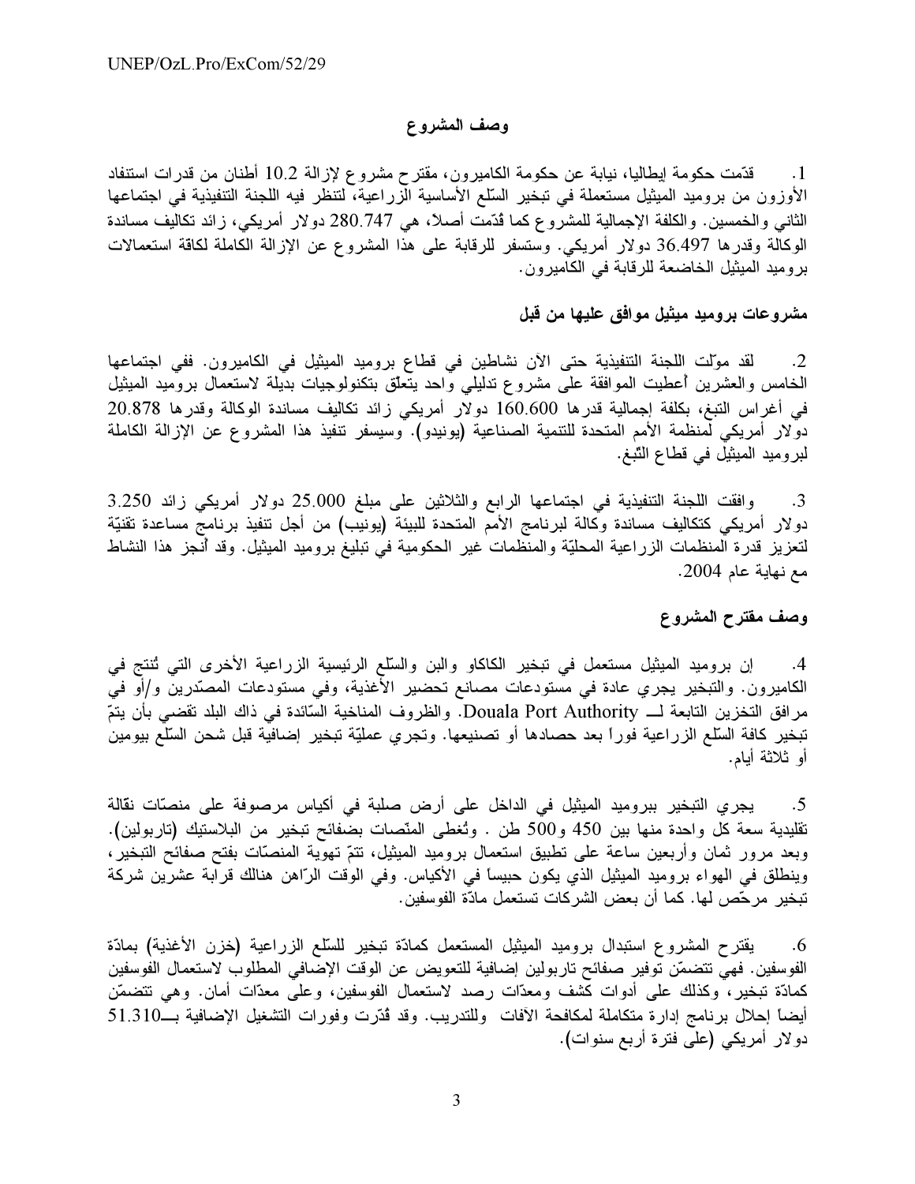## وصف المشروع

1. قدّمت حكومة إيطاليا، نيابة عن حكومة الكاميرون، مقترح مشروع لإزالة 10.2 أطنان من قدرات استنفاد الأوزون من بروميد الميثيل مستعملة في تبخير السّلع الأساسية الزراعية، لتنظر فيه اللجنة التنفيذية في اجتماعها الثاني والخمسين. والكلفة الإجمالية للمشروع كما قُدّمت أصلاً، هي 280.747 دولار أمريكي، زائد تكاليف مساندة الوكالة وقدرها 36.497 دولار أمريكي. وستسفر للرقابة على هذا المشروع عن الإزالة الكاملة لكافة استعمالات بروميد الميثيل الخاضعة للرقابة في الكاميرون.

## مشروعات بروميد ميثيل موافق عليها من قبل

2. لقد موّلت اللجنة التنفيذية حتى الآن نشاطين في قطاع بروميد الميثيل في الكاميرون. ففي اجتماعها الخامس والعشرين أعطيت الموافقة على مشروع تدليلي واحد يتعلّق بتكنولوجيات بديلة لاستعمال بروميد الميثيل في أغراس التبغ، بكلفة إجمالية قدرها 160.600 دولار أمريكي زائد تكاليف مساندة الوكالة وقدرها 20.878 دولار أمريكي لمنظمة الأمم المتحدة للتنمية الصناعية (يونيدو). وسيسفر تنفيذ هذا المشروع عن الإزالة الكاملة لبروميد الميثيل في قطاع التبغ.

3. وافقت اللجنة التنفيذية في اجتماعها الرابع والثلاثين على مبلغ 25.000 دولار أمريكي زائد 3.250 دولار أمريكي كتكاليف مساندة وكالة لبرنامج الأمم المتحدة للبيئة (يونيب) من أجل تنفيذ برنامج مساعدة تقنيّة لتعزيز قدرة المنظمات الزراعية المحليّة والمنظمات غير الحكومية في تبليغ بروميد الميثيل. وقد أنجز هذا النشاط مع نهاية عام 2004.

## وصف مقترح المشروع

4. إن بروميد الميثيل مستعمل في تبخير الكاكاو والبن والسّلع الرئيسية الزراعية الأخرى التي تُنتج في الكاميرون. والتبخير يجري عادة في مستودعات مصانع تحضير الأغذية، وفي مستودعات المصدّرين و/أو في مرافق التخزين التابعة لــ Douala Port Authority. والظروف المناخية السّائدة في ذاك البلد تقضي بأن يتمّ تبخير كافة السّلع الزراعية فوراً بعد حصادها أو تصنيعها. وتجري عمليّة تبخير إضافية قبل شحن السّلع بيومين أو ثلاثة أيام.

5. يجري التبخير ببروميد الميثيل في الداخل على أرض صلبة في أكياس مرصوفة على منصّات نقالة تقليدية سعة كل واحدة منها بين 450 و500 طن . وتُغطى المنصات بصفائح تبخير من البلاستيك (تاربولين). وبعد مرور ثمان وأربعين ساعة على تطبيق استعمال بروميد الميثيل، تتمّ تهوية المنصّات بفتح صفائح التبخير، وينطلق في الهواء بروميد الميثيل الذي يكون حبيساً في الأكياس. وفي الوقت الرّاهن هنالك قرابة عشرين شركة تبخير مرخّص لها. كما أن بعض الشركات تستعمل مادّة الفوسفين.

6. يقترح المشروع استبدال بروميد الميثيل المستعمل كمادّة تبخير للسّلع الزراعية (خزن الأغذية) بمادّة الفوسفين. فهي تتضمّن توفير صفائح تاربولين إضافية للتعويض عن الوقت الإضافي المطلوب لاستعمال الفوسفين كمادّة تبخير، وكذلك على أدوات كشف ومعدّات رصد لاستعمال الفوسفين، وعلى معدّات أمان. وهي تتضمّن أيضاً إحلال برنامج إدارة متكاملة لمكافحة الآفات وللتدريب. وقد قُدّرت وفورات التشغيل الإضافية بـــ51.310 دولار أمريكي (على فترة أربع سنوات).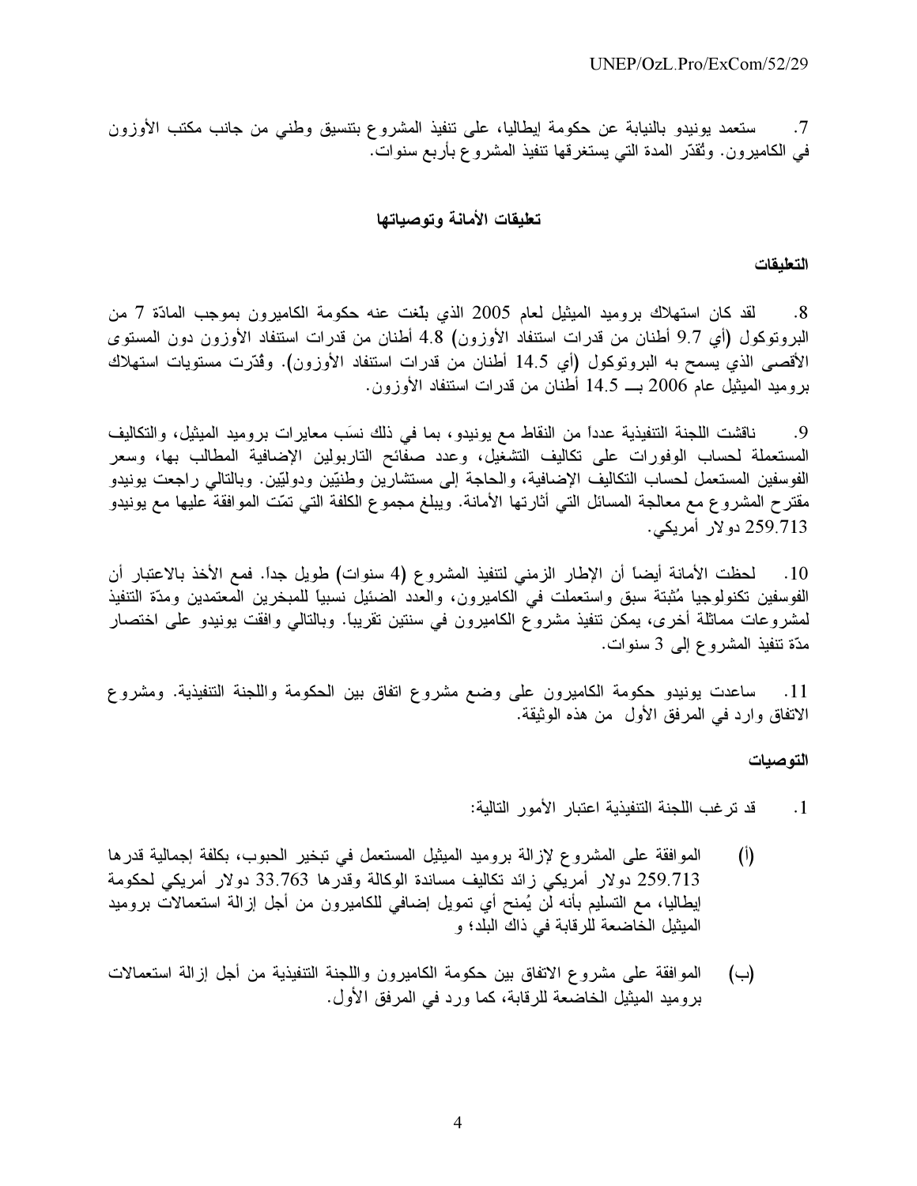7. ستعمد يونيدو بالنيابة عن حكومة إيطاليا، على تنفيذ المشروع بتنسيق وطني من جانب مكتب الأوزون في الكاميرون. وتُقدّر المدة التي يستغرقها تنفيذ المشروع بأربع سنوات.

## تعليقات الأمانة وتوصياتها

### التعليقات

8. لقد كان استهلاك بروميد الميثيل لعام 2005 الذي بلّغت عنه حكومة الكاميرون بموجب المادّة 7 من البروتوكول (أي 9.7 أطنان من قدرات استنفاد الأوزون) 4.8 أطنان من قدرات استنفاد الأوزون دون المستوى الأقصى الذي يسمح به البروتوكول (أي 14.5 أطنان من قدرات استنفاد الأوزون). وقدّرت مستويات استهلاك بروميد الميثيل عام 2006 بـــ 14.5 أطنان من قدرات استنفاد الأوزون.

9. ناقشت اللجنة التنفيذية عدداً من النقاط مع يونيدو، بما في ذلك نسَب معايرات بروميد الميثيل، والتكاليف المستعملة لحساب الوفورات على تكاليف التشغيل، وعدد صفائح التاربولين الإضافية المطالب بها، وسعر الفوسفين المستعمل لحساب التكاليف الإضافية، والحاجة إلى مستشارين وطنيّين ودوليّين. وبالتالي راجعت يونيدو مقترح المشروع مع معالجة المسائل التي أثارتها الأمانة. ويبلغ مجموع الكلفة التي تمّت الموافقة عليها مع يونيدو 259.713 دولار أمريكي.

10. لحظت الأمانة أيضاً أن الإطار الزمني لتنفيذ المشروع (4 سنوات) طويل جداً. فمع الأخذ بالاعتبار أن الفوسفين تكنولوجيا مُثبتة سبق واستعملت في الكاميرون، والعدد الضئيل نسبياً للمبخرين المعتمدين ومدّة التنفيذ لمشروعات مماثلة أخرى، يمكن تنفيذ مشروع الكاميرون في سنتين تقريباً. وبالتالي وافقت يونيدو على اختصار مدّة تنفيذ المشروع إلى 3 سنوات.

11. ساعدت يونيدو حكومة الكاميرون على وضع مشروع اتفاق بين الحكومة واللجنة التنفيذية. ومشروع الاتفاق وارد في المرفق الأول من هذه الوثيقة.

### التوصيات

1. قد ترغب اللجنة التنفيذية اعتبار الأمور التالية:

(أ) الموافقة على المشروع لإزالة بروميد الميثيل المستعمل في تبخير الحبوب، بكلفة إجمالية قدرها 259.713 دولار أمريكي زائد تكاليف مساندة الوكالة وقدرها 33.763 دولار أمريكي لحكومة إيطاليا، مع التسليم بأنه لن يُمنح أي تمويل إضافي للكاميرون من أجل إزالة استعمالات بروميد الميثيل الخاضعة للرقابة في ذاك البلد؛ و

(ب) الموافقة على مشروع الاتفاق بين حكومة الكاميرون واللجنة التنفيذية من أجل إزالة استعمالات بروميد الميثيل الخاضعة للرقابة، كما ورد في المرفق الأول.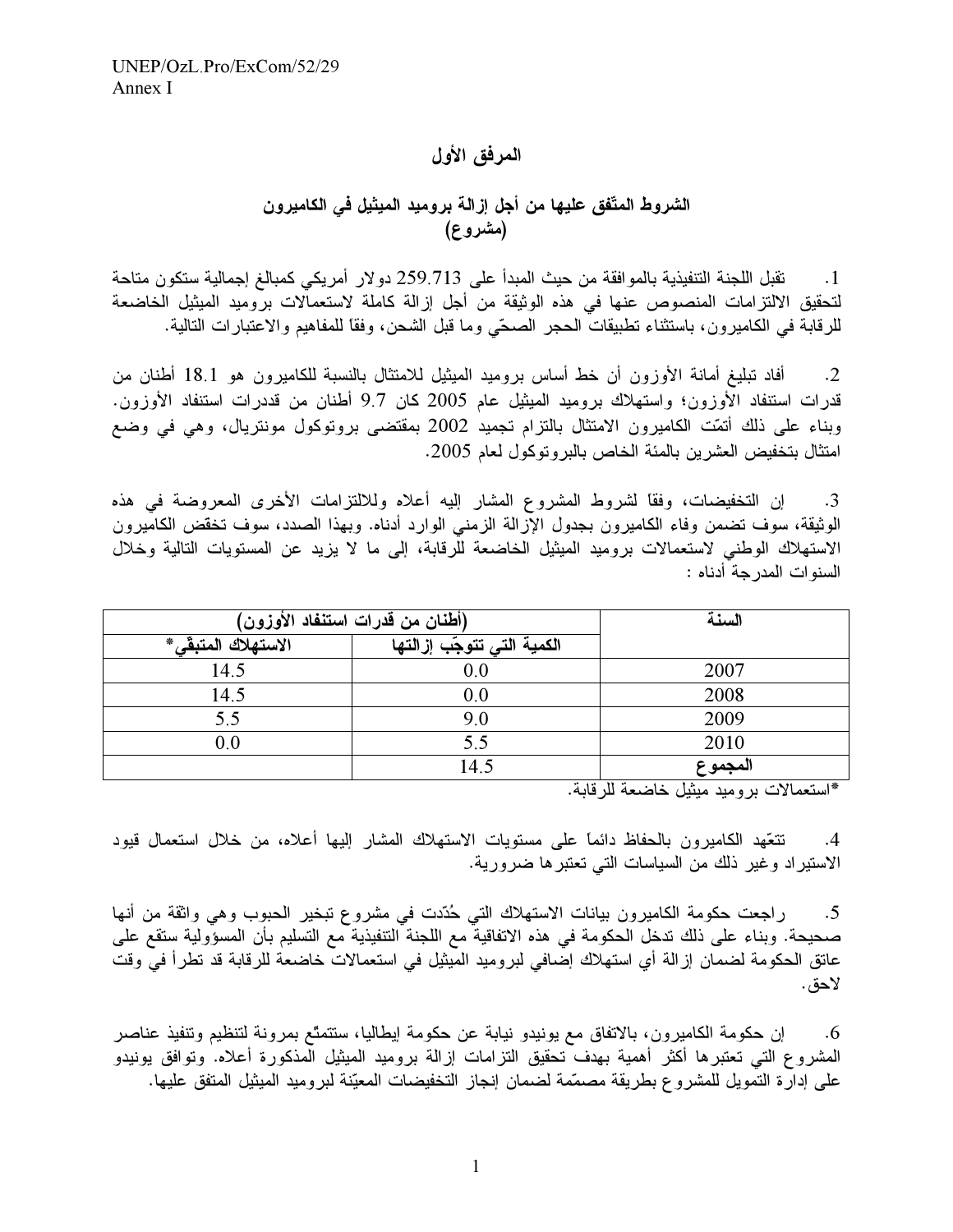# المرفق الأول

## الشروط المتّفق عليها من أجل إزالة بروميد الميثيل في الكاميرون (مشروع)

1. تقبل اللجنة التنفيذية بالموافقة من حيث المبدأ على 259.713 دولار أمريكي كمبالغ إجمالية ستكون متاحة لتحقيق الالتزامات المنصوص عنها في هذه الوثيقة من أجل إزالة كاملة لاستعمالات بروميد الميثيل الخاضعة للرقابة في الكاميرون، باستثناء تطبيقات الحجر الصحّي وما قبل الشحن، وفقاً للمفاهيم والاعتبارات التالية.

2. أفاد تبليغ أمانة الأوزون أن خط أساس بروميد الميثيل للامتثال بالنسبة للكاميرون هو 18.1 أطنان من قدرات استنفاد الأوزون؛ واستهلاك بروميد الميثيل عام 2005 كان 9.7 أطنان من قدرات استنفاد الأوزون. وبناء على ذلك أتمّت الكاميرون الامتثال بالتزام تجميد 2002 بمقتضى بروتوكول مونتريال، وهي في وضع امتثال بتخفيض العشرين بالمئة الخاص بالبروتوكول لعام 2005.

3. إن التخفيضات، وفقاً لشروط المشروع المشار إليه أعلاه وللالتزامات الأخرى المعروضة في هذه الوثيقة، سوف تضمن وفاء الكاميرون بجدول الإزالة الزمني الوارد أدناه. وبهذا الصدد، سوف تخفض الكاميرون الاستهلاك الوطني لاستعمالات بروميد الميثيل الخاضعة للرقابة، إلى ما لا يزيد عن المستويات التالية وخلال السنوات المدرجة أدناه :

| السنة | (أطنان من قدرات استنفاد الأوزون) | |
|---|---|---|
| | الكمية التي تتوجّب إزالتها | الاستهلاك المتبقّي* |
| 2007 | 0.0 | 14.5 |
| 2008 | 0.0 | 14.5 |
| 2009 | 9.0 | 5.5 |
| 2010 | 5.5 | 0.0 |
| المجموع | 14.5 | |

*استعمالات بروميد ميثيل خاضعة للرقابة.

4. تتعّهد الكاميرون بالحفاظ دائماً على مستويات الاستهلاك المشار إليها أعلاه، من خلال استعمال قيود الاستيراد وغير ذلك من السياسات التي تعتبرها ضرورية.

5. راجعت حكومة الكاميرون بيانات الاستهلاك التي حُدّدت في مشروع تبخير الحبوب وهي واثقة من أنها صحيحة. وبناء على ذلك تدخل الحكومة في هذه الاتفاقية مع اللجنة التنفيذية مع التسليم بأن المسؤولية ستقع على عاتق الحكومة لضمان إزالة أي استهلاك إضافي لبروميد الميثيل في استعمالات خاضعة للرقابة قد تطرأ في وقت لاحق.

6. إن حكومة الكاميرون، بالاتفاق مع يونيدو نيابة عن حكومة إيطاليا، ستتمتّع بمرونة لتنظيم وتنفيذ عناصر المشروع التي تعتبرها أكثر أهمية بهدف تحقيق التزامات إزالة بروميد الميثيل المذكورة أعلاه. وتوافق يونيدو على إدارة التمويل للمشروع بطريقة مصمّمة لضمان إنجاز التخفيضات المعيّنة لبروميد الميثيل المتفق عليها.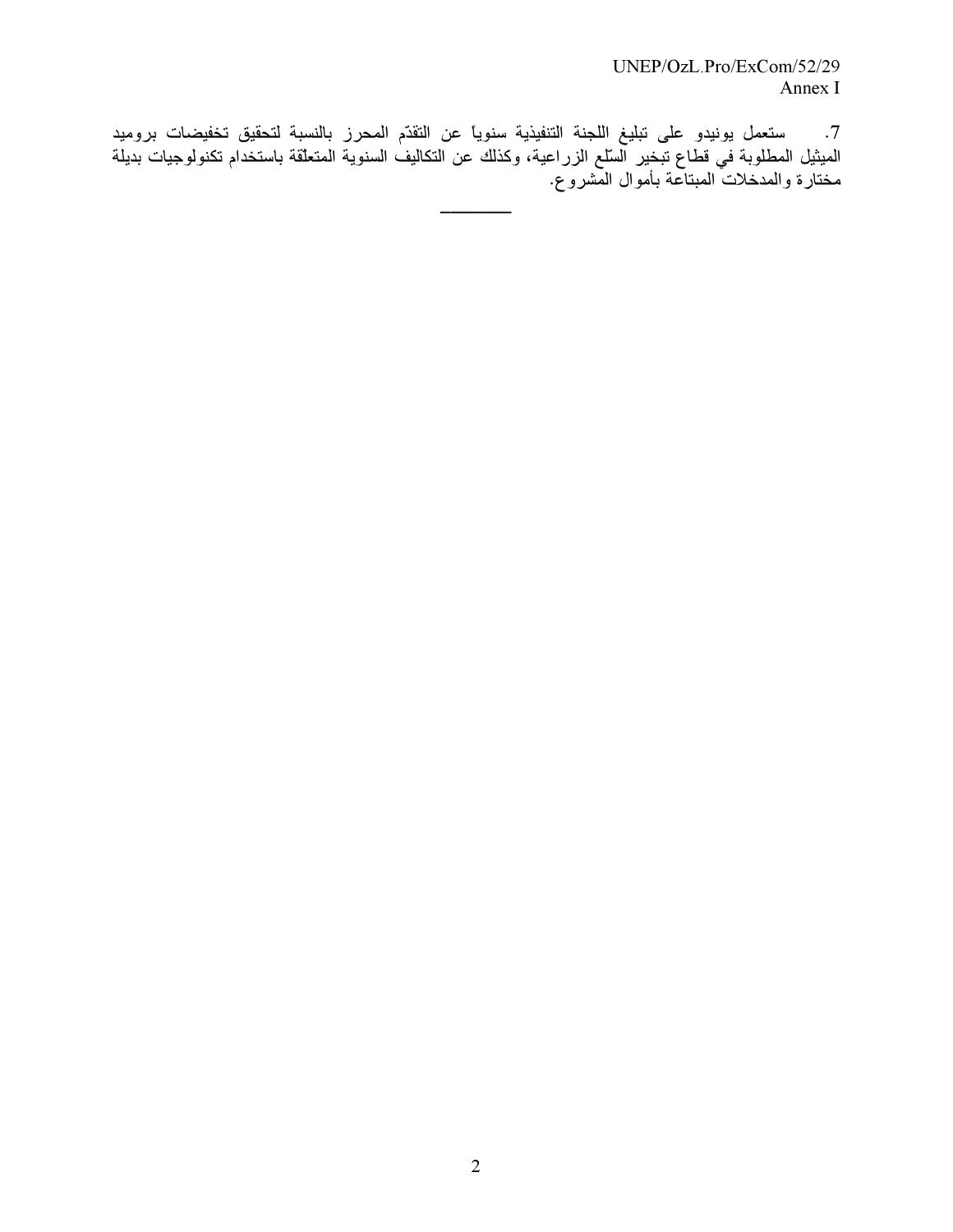7. ستعمل يونيدو على تبليغ اللجنة التنفيذية سنوياً عن التقدّم المحرز بالنسبة لتحقيق تخفيضات بروميد الميثيل المطلوبة في قطاع تبخير السّلع الزراعية، وكذلك عن التكاليف السنوية المتعلّقة باستخدام تكنولوجيات بديلة مختارة والمدخلات المبتاعة بأموال المشروع.

———